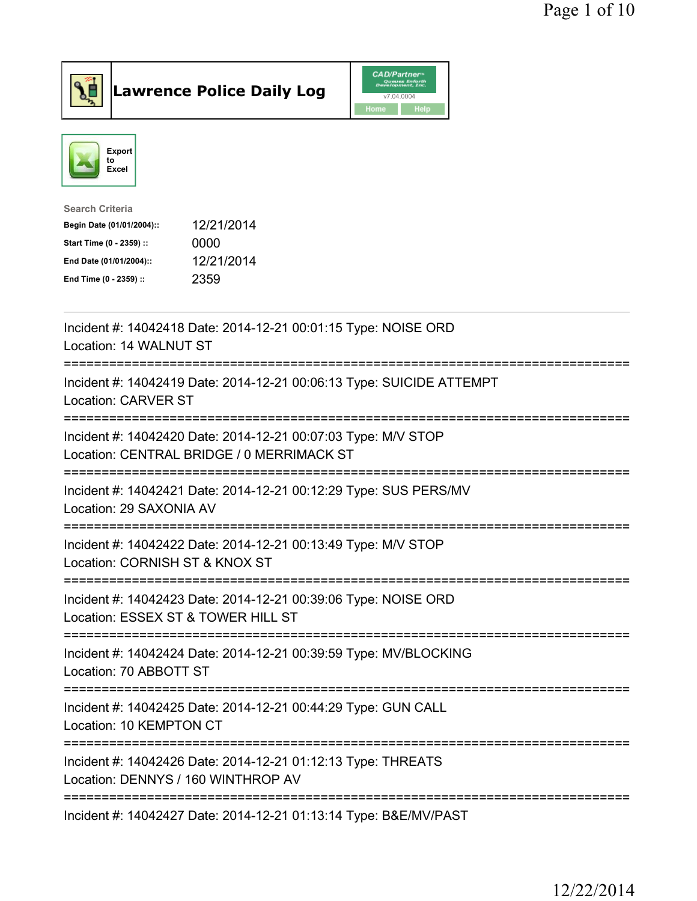# Lawrence Police Daily Log

Export to Excel

Search Criteria

| | |
|---|---|
| **Begin Date (01/01/2004)::** | 12/21/2014 |
| **Start Time (0 - 2359) ::** | 0000 |
| **End Date (01/01/2004)::** | 12/21/2014 |
| **End Time (0 - 2359) ::** | 2359 |

---

Incident #: 14042418 Date: 2014-12-21 00:01:15 Type: NOISE ORD
Location: 14 WALNUT ST

===========================================================================

Incident #: 14042419 Date: 2014-12-21 00:06:13 Type: SUICIDE ATTEMPT
Location: CARVER ST

===========================================================================

Incident #: 14042420 Date: 2014-12-21 00:07:03 Type: M/V STOP
Location: CENTRAL BRIDGE / 0 MERRIMACK ST

===========================================================================

Incident #: 14042421 Date: 2014-12-21 00:12:29 Type: SUS PERS/MV
Location: 29 SAXONIA AV

===========================================================================

Incident #: 14042422 Date: 2014-12-21 00:13:49 Type: M/V STOP
Location: CORNISH ST & KNOX ST

===========================================================================

Incident #: 14042423 Date: 2014-12-21 00:39:06 Type: NOISE ORD
Location: ESSEX ST & TOWER HILL ST

===========================================================================

Incident #: 14042424 Date: 2014-12-21 00:39:59 Type: MV/BLOCKING
Location: 70 ABBOTT ST

===========================================================================

Incident #: 14042425 Date: 2014-12-21 00:44:29 Type: GUN CALL
Location: 10 KEMPTON CT

===========================================================================

Incident #: 14042426 Date: 2014-12-21 01:12:13 Type: THREATS
Location: DENNYS / 160 WINTHROP AV

===========================================================================

Incident #: 14042427 Date: 2014-12-21 01:13:14 Type: B&E/MV/PAST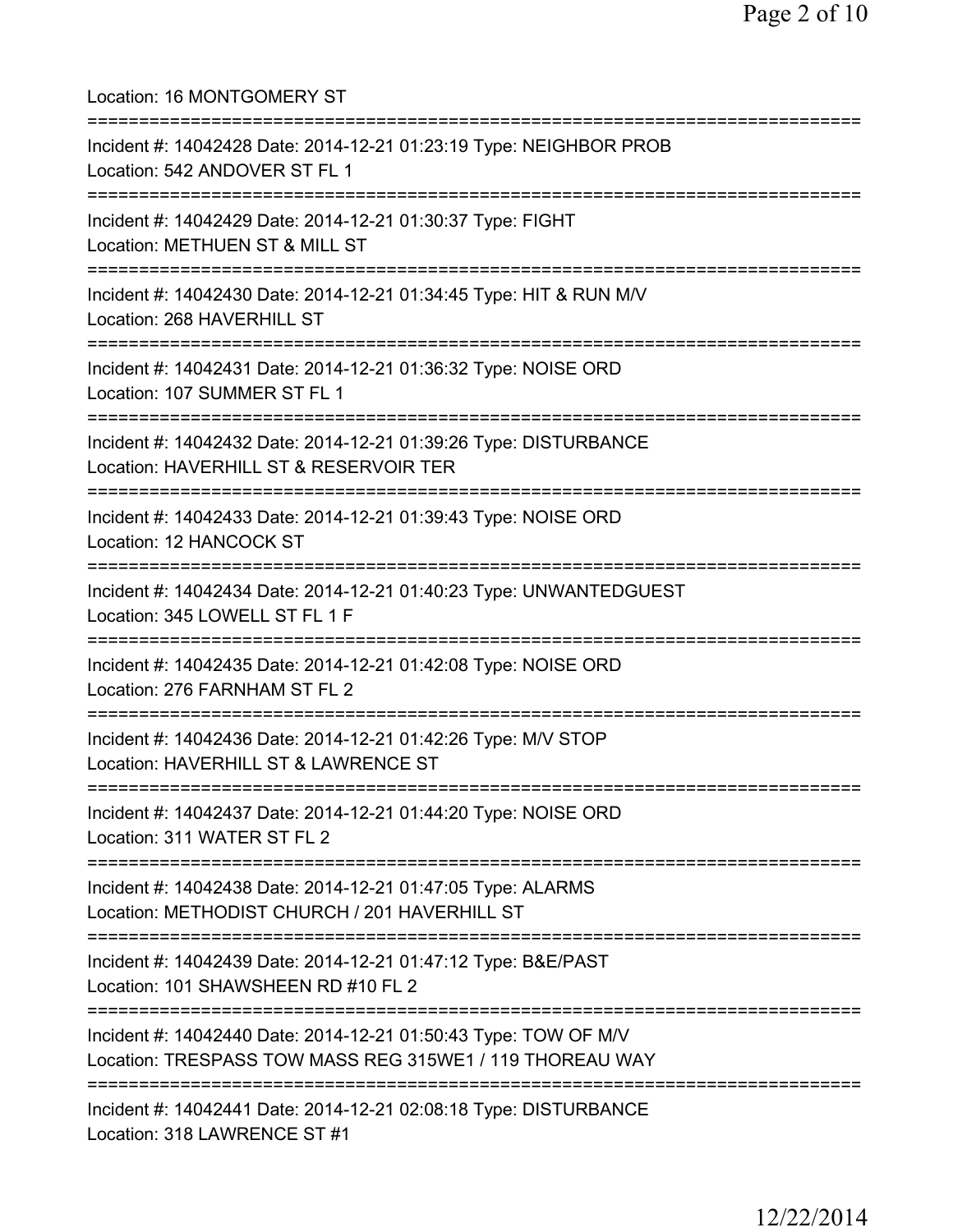Location: 16 MONTGOMERY ST

===========================================================================

Incident #: 14042428 Date: 2014-12-21 01:23:19 Type: NEIGHBOR PROB
Location: 542 ANDOVER ST FL 1

===========================================================================

Incident #: 14042429 Date: 2014-12-21 01:30:37 Type: FIGHT
Location: METHUEN ST & MILL ST

===========================================================================

Incident #: 14042430 Date: 2014-12-21 01:34:45 Type: HIT & RUN M/V
Location: 268 HAVERHILL ST

===========================================================================

Incident #: 14042431 Date: 2014-12-21 01:36:32 Type: NOISE ORD
Location: 107 SUMMER ST FL 1

===========================================================================

Incident #: 14042432 Date: 2014-12-21 01:39:26 Type: DISTURBANCE
Location: HAVERHILL ST & RESERVOIR TER

===========================================================================

Incident #: 14042433 Date: 2014-12-21 01:39:43 Type: NOISE ORD
Location: 12 HANCOCK ST

===========================================================================

Incident #: 14042434 Date: 2014-12-21 01:40:23 Type: UNWANTEDGUEST
Location: 345 LOWELL ST FL 1 F

===========================================================================

Incident #: 14042435 Date: 2014-12-21 01:42:08 Type: NOISE ORD
Location: 276 FARNHAM ST FL 2

===========================================================================

Incident #: 14042436 Date: 2014-12-21 01:42:26 Type: M/V STOP
Location: HAVERHILL ST & LAWRENCE ST

===========================================================================

Incident #: 14042437 Date: 2014-12-21 01:44:20 Type: NOISE ORD
Location: 311 WATER ST FL 2

===========================================================================

Incident #: 14042438 Date: 2014-12-21 01:47:05 Type: ALARMS
Location: METHODIST CHURCH / 201 HAVERHILL ST

===========================================================================

Incident #: 14042439 Date: 2014-12-21 01:47:12 Type: B&E/PAST
Location: 101 SHAWSHEEN RD #10 FL 2

===========================================================================

Incident #: 14042440 Date: 2014-12-21 01:50:43 Type: TOW OF M/V
Location: TRESPASS TOW MASS REG 315WE1 / 119 THOREAU WAY

===========================================================================

Incident #: 14042441 Date: 2014-12-21 02:08:18 Type: DISTURBANCE
Location: 318 LAWRENCE ST #1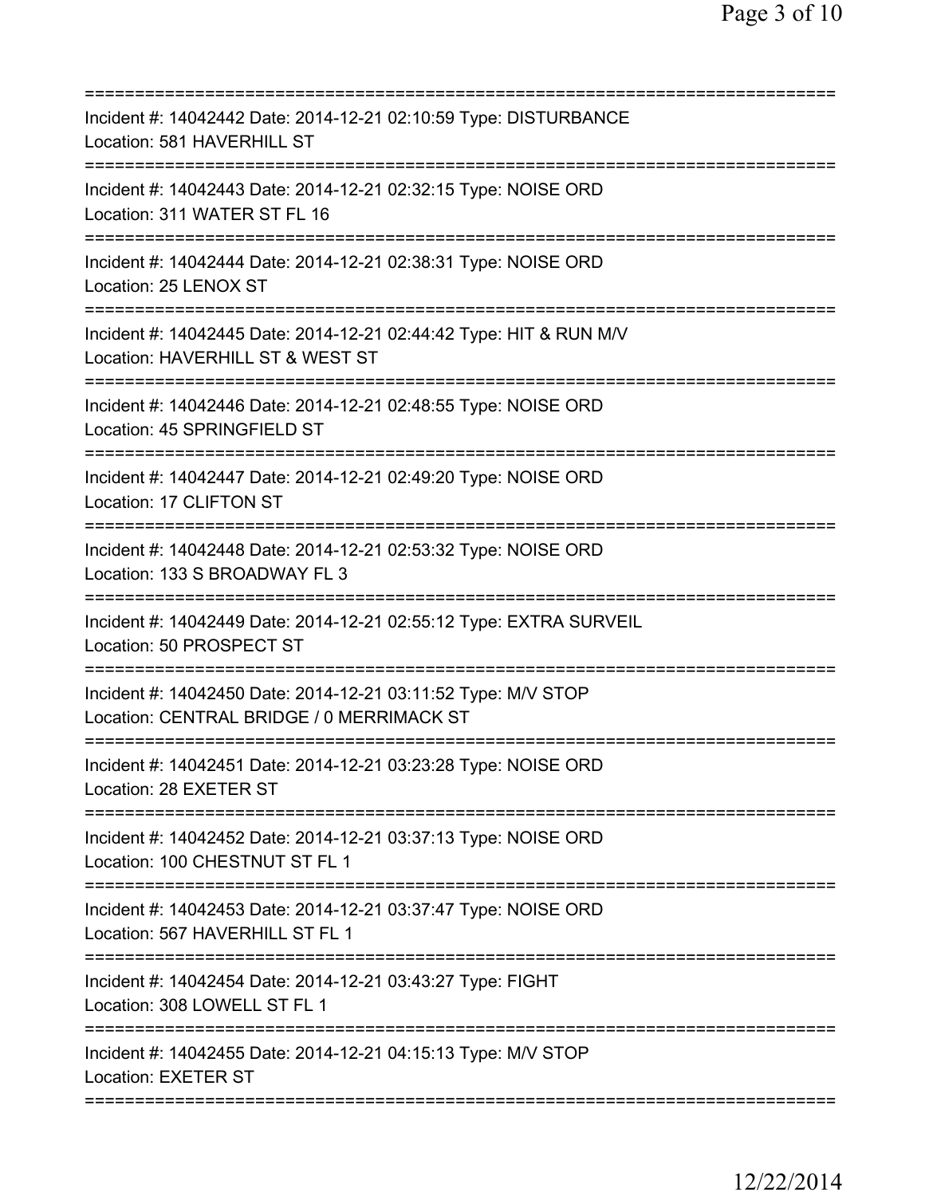===========================================================================
Incident #: 14042442 Date: 2014-12-21 02:10:59 Type: DISTURBANCE
Location: 581 HAVERHILL ST
===========================================================================
Incident #: 14042443 Date: 2014-12-21 02:32:15 Type: NOISE ORD
Location: 311 WATER ST FL 16
===========================================================================
Incident #: 14042444 Date: 2014-12-21 02:38:31 Type: NOISE ORD
Location: 25 LENOX ST
===========================================================================
Incident #: 14042445 Date: 2014-12-21 02:44:42 Type: HIT & RUN M/V
Location: HAVERHILL ST & WEST ST
===========================================================================
Incident #: 14042446 Date: 2014-12-21 02:48:55 Type: NOISE ORD
Location: 45 SPRINGFIELD ST
===========================================================================
Incident #: 14042447 Date: 2014-12-21 02:49:20 Type: NOISE ORD
Location: 17 CLIFTON ST
===========================================================================
Incident #: 14042448 Date: 2014-12-21 02:53:32 Type: NOISE ORD
Location: 133 S BROADWAY FL 3
===========================================================================
Incident #: 14042449 Date: 2014-12-21 02:55:12 Type: EXTRA SURVEIL
Location: 50 PROSPECT ST
===========================================================================
Incident #: 14042450 Date: 2014-12-21 03:11:52 Type: M/V STOP
Location: CENTRAL BRIDGE / 0 MERRIMACK ST
===========================================================================
Incident #: 14042451 Date: 2014-12-21 03:23:28 Type: NOISE ORD
Location: 28 EXETER ST
===========================================================================
Incident #: 14042452 Date: 2014-12-21 03:37:13 Type: NOISE ORD
Location: 100 CHESTNUT ST FL 1
===========================================================================
Incident #: 14042453 Date: 2014-12-21 03:37:47 Type: NOISE ORD
Location: 567 HAVERHILL ST FL 1
===========================================================================
Incident #: 14042454 Date: 2014-12-21 03:43:27 Type: FIGHT
Location: 308 LOWELL ST FL 1
===========================================================================
Incident #: 14042455 Date: 2014-12-21 04:15:13 Type: M/V STOP
Location: EXETER ST
===========================================================================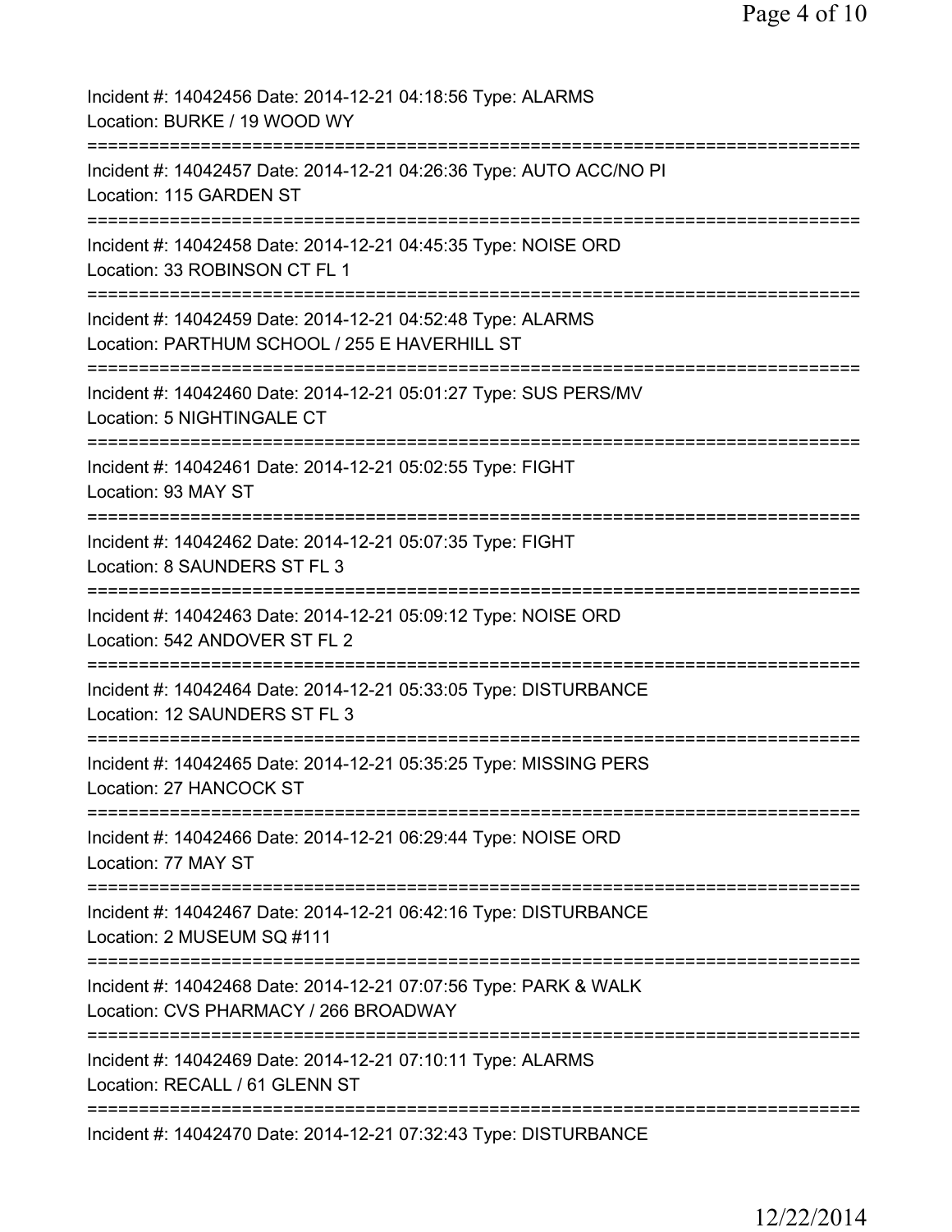Incident #: 14042456 Date: 2014-12-21 04:18:56 Type: ALARMS
Location: BURKE / 19 WOOD WY

===========================================================================

Incident #: 14042457 Date: 2014-12-21 04:26:36 Type: AUTO ACC/NO PI
Location: 115 GARDEN ST

===========================================================================

Incident #: 14042458 Date: 2014-12-21 04:45:35 Type: NOISE ORD
Location: 33 ROBINSON CT FL 1

===========================================================================

Incident #: 14042459 Date: 2014-12-21 04:52:48 Type: ALARMS
Location: PARTHUM SCHOOL / 255 E HAVERHILL ST

===========================================================================

Incident #: 14042460 Date: 2014-12-21 05:01:27 Type: SUS PERS/MV
Location: 5 NIGHTINGALE CT

===========================================================================

Incident #: 14042461 Date: 2014-12-21 05:02:55 Type: FIGHT
Location: 93 MAY ST

===========================================================================

Incident #: 14042462 Date: 2014-12-21 05:07:35 Type: FIGHT
Location: 8 SAUNDERS ST FL 3

===========================================================================

Incident #: 14042463 Date: 2014-12-21 05:09:12 Type: NOISE ORD
Location: 542 ANDOVER ST FL 2

===========================================================================

Incident #: 14042464 Date: 2014-12-21 05:33:05 Type: DISTURBANCE
Location: 12 SAUNDERS ST FL 3

===========================================================================

Incident #: 14042465 Date: 2014-12-21 05:35:25 Type: MISSING PERS
Location: 27 HANCOCK ST

===========================================================================

Incident #: 14042466 Date: 2014-12-21 06:29:44 Type: NOISE ORD
Location: 77 MAY ST

===========================================================================

Incident #: 14042467 Date: 2014-12-21 06:42:16 Type: DISTURBANCE
Location: 2 MUSEUM SQ #111

===========================================================================

Incident #: 14042468 Date: 2014-12-21 07:07:56 Type: PARK & WALK
Location: CVS PHARMACY / 266 BROADWAY

===========================================================================

Incident #: 14042469 Date: 2014-12-21 07:10:11 Type: ALARMS
Location: RECALL / 61 GLENN ST

===========================================================================

Incident #: 14042470 Date: 2014-12-21 07:32:43 Type: DISTURBANCE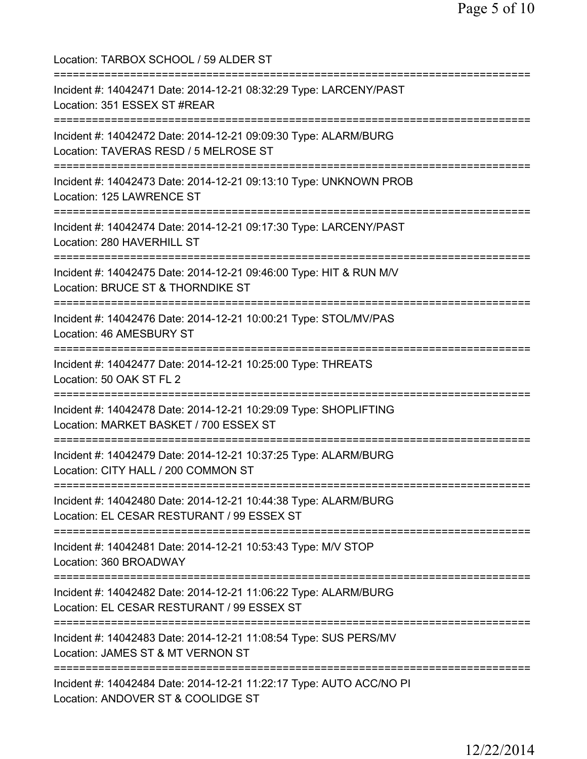Location: TARBOX SCHOOL / 59 ALDER ST

===========================================================================

Incident #: 14042471 Date: 2014-12-21 08:32:29 Type: LARCENY/PAST
Location: 351 ESSEX ST #REAR

===========================================================================

Incident #: 14042472 Date: 2014-12-21 09:09:30 Type: ALARM/BURG
Location: TAVERAS RESD / 5 MELROSE ST

===========================================================================

Incident #: 14042473 Date: 2014-12-21 09:13:10 Type: UNKNOWN PROB
Location: 125 LAWRENCE ST

===========================================================================

Incident #: 14042474 Date: 2014-12-21 09:17:30 Type: LARCENY/PAST
Location: 280 HAVERHILL ST

===========================================================================

Incident #: 14042475 Date: 2014-12-21 09:46:00 Type: HIT & RUN M/V
Location: BRUCE ST & THORNDIKE ST

===========================================================================

Incident #: 14042476 Date: 2014-12-21 10:00:21 Type: STOL/MV/PAS
Location: 46 AMESBURY ST

===========================================================================

Incident #: 14042477 Date: 2014-12-21 10:25:00 Type: THREATS
Location: 50 OAK ST FL 2

===========================================================================

Incident #: 14042478 Date: 2014-12-21 10:29:09 Type: SHOPLIFTING
Location: MARKET BASKET / 700 ESSEX ST

===========================================================================

Incident #: 14042479 Date: 2014-12-21 10:37:25 Type: ALARM/BURG
Location: CITY HALL / 200 COMMON ST

===========================================================================

Incident #: 14042480 Date: 2014-12-21 10:44:38 Type: ALARM/BURG
Location: EL CESAR RESTURANT / 99 ESSEX ST

===========================================================================

Incident #: 14042481 Date: 2014-12-21 10:53:43 Type: M/V STOP
Location: 360 BROADWAY

===========================================================================

Incident #: 14042482 Date: 2014-12-21 11:06:22 Type: ALARM/BURG
Location: EL CESAR RESTURANT / 99 ESSEX ST

===========================================================================

Incident #: 14042483 Date: 2014-12-21 11:08:54 Type: SUS PERS/MV
Location: JAMES ST & MT VERNON ST

===========================================================================

Incident #: 14042484 Date: 2014-12-21 11:22:17 Type: AUTO ACC/NO PI
Location: ANDOVER ST & COOLIDGE ST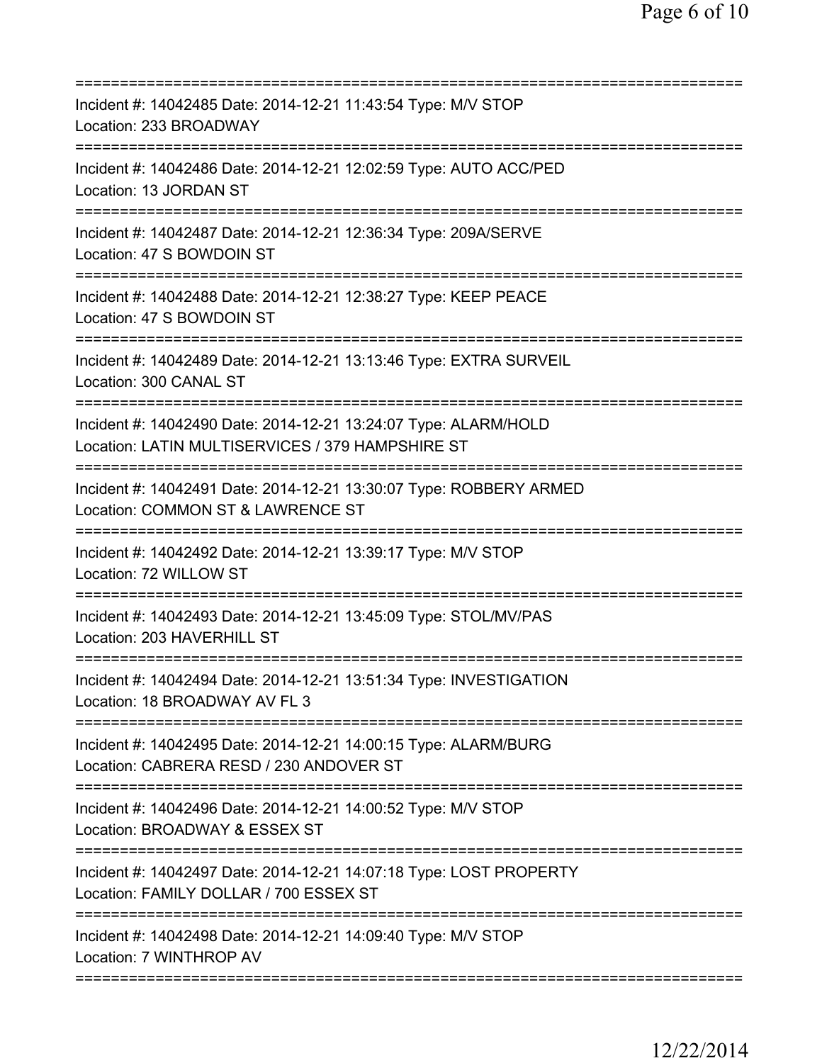===========================================================================
Incident #: 14042485 Date: 2014-12-21 11:43:54 Type: M/V STOP
Location: 233 BROADWAY
===========================================================================
Incident #: 14042486 Date: 2014-12-21 12:02:59 Type: AUTO ACC/PED
Location: 13 JORDAN ST
===========================================================================
Incident #: 14042487 Date: 2014-12-21 12:36:34 Type: 209A/SERVE
Location: 47 S BOWDOIN ST
===========================================================================
Incident #: 14042488 Date: 2014-12-21 12:38:27 Type: KEEP PEACE
Location: 47 S BOWDOIN ST
===========================================================================
Incident #: 14042489 Date: 2014-12-21 13:13:46 Type: EXTRA SURVEIL
Location: 300 CANAL ST
===========================================================================
Incident #: 14042490 Date: 2014-12-21 13:24:07 Type: ALARM/HOLD
Location: LATIN MULTISERVICES / 379 HAMPSHIRE ST
===========================================================================
Incident #: 14042491 Date: 2014-12-21 13:30:07 Type: ROBBERY ARMED
Location: COMMON ST & LAWRENCE ST
===========================================================================
Incident #: 14042492 Date: 2014-12-21 13:39:17 Type: M/V STOP
Location: 72 WILLOW ST
===========================================================================
Incident #: 14042493 Date: 2014-12-21 13:45:09 Type: STOL/MV/PAS
Location: 203 HAVERHILL ST
===========================================================================
Incident #: 14042494 Date: 2014-12-21 13:51:34 Type: INVESTIGATION
Location: 18 BROADWAY AV FL 3
===========================================================================
Incident #: 14042495 Date: 2014-12-21 14:00:15 Type: ALARM/BURG
Location: CABRERA RESD / 230 ANDOVER ST
===========================================================================
Incident #: 14042496 Date: 2014-12-21 14:00:52 Type: M/V STOP
Location: BROADWAY & ESSEX ST
===========================================================================
Incident #: 14042497 Date: 2014-12-21 14:07:18 Type: LOST PROPERTY
Location: FAMILY DOLLAR / 700 ESSEX ST
===========================================================================
Incident #: 14042498 Date: 2014-12-21 14:09:40 Type: M/V STOP
Location: 7 WINTHROP AV
===========================================================================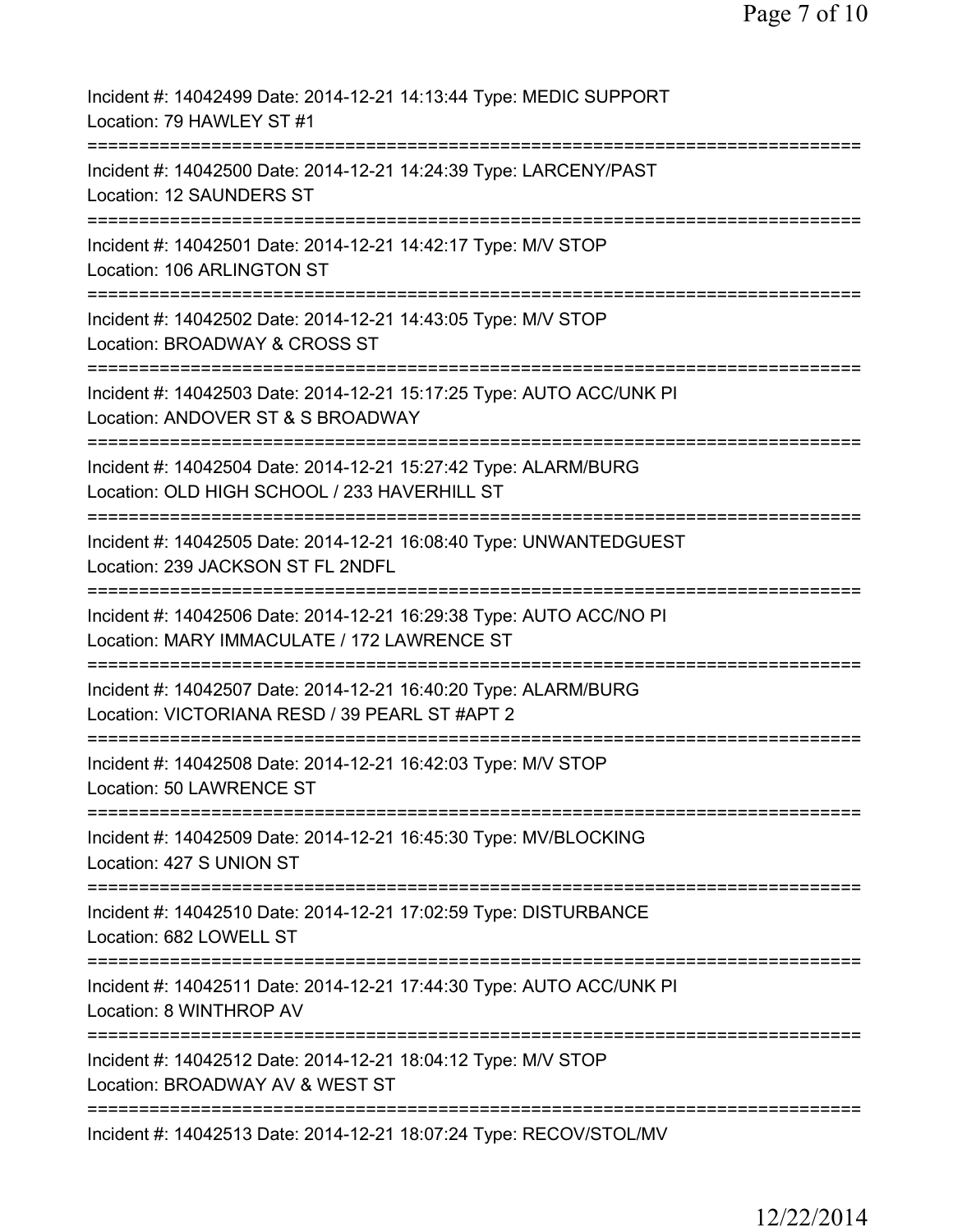Incident #: 14042499 Date: 2014-12-21 14:13:44 Type: MEDIC SUPPORT
Location: 79 HAWLEY ST #1

===========================================================================

Incident #: 14042500 Date: 2014-12-21 14:24:39 Type: LARCENY/PAST
Location: 12 SAUNDERS ST

===========================================================================

Incident #: 14042501 Date: 2014-12-21 14:42:17 Type: M/V STOP
Location: 106 ARLINGTON ST

===========================================================================

Incident #: 14042502 Date: 2014-12-21 14:43:05 Type: M/V STOP
Location: BROADWAY & CROSS ST

===========================================================================

Incident #: 14042503 Date: 2014-12-21 15:17:25 Type: AUTO ACC/UNK PI
Location: ANDOVER ST & S BROADWAY

===========================================================================

Incident #: 14042504 Date: 2014-12-21 15:27:42 Type: ALARM/BURG
Location: OLD HIGH SCHOOL / 233 HAVERHILL ST

===========================================================================

Incident #: 14042505 Date: 2014-12-21 16:08:40 Type: UNWANTEDGUEST
Location: 239 JACKSON ST FL 2NDFL

===========================================================================

Incident #: 14042506 Date: 2014-12-21 16:29:38 Type: AUTO ACC/NO PI
Location: MARY IMMACULATE / 172 LAWRENCE ST

===========================================================================

Incident #: 14042507 Date: 2014-12-21 16:40:20 Type: ALARM/BURG
Location: VICTORIANA RESD / 39 PEARL ST #APT 2

===========================================================================

Incident #: 14042508 Date: 2014-12-21 16:42:03 Type: M/V STOP
Location: 50 LAWRENCE ST

===========================================================================

Incident #: 14042509 Date: 2014-12-21 16:45:30 Type: MV/BLOCKING
Location: 427 S UNION ST

===========================================================================

Incident #: 14042510 Date: 2014-12-21 17:02:59 Type: DISTURBANCE
Location: 682 LOWELL ST

===========================================================================

Incident #: 14042511 Date: 2014-12-21 17:44:30 Type: AUTO ACC/UNK PI
Location: 8 WINTHROP AV

===========================================================================

Incident #: 14042512 Date: 2014-12-21 18:04:12 Type: M/V STOP
Location: BROADWAY AV & WEST ST

===========================================================================

Incident #: 14042513 Date: 2014-12-21 18:07:24 Type: RECOV/STOL/MV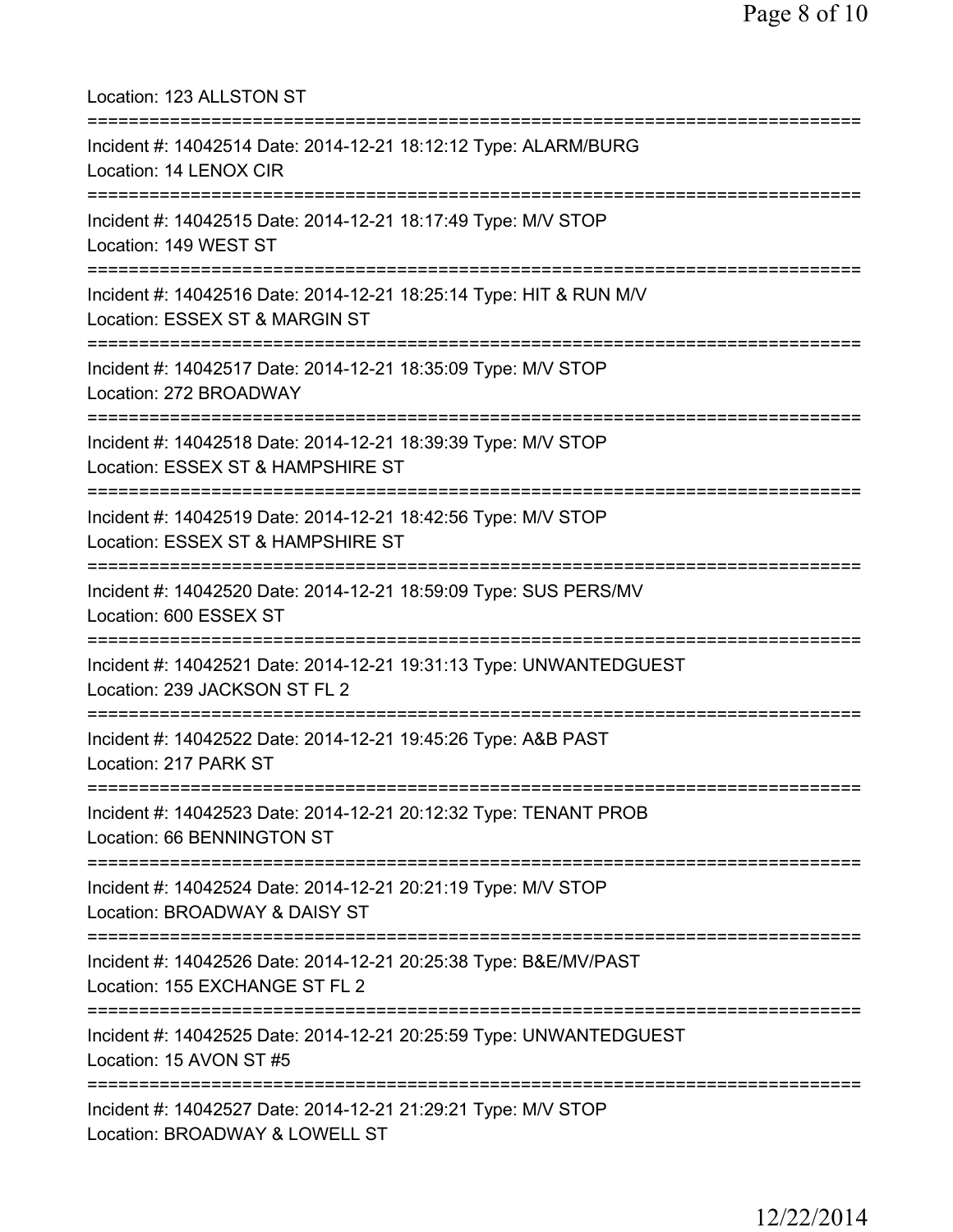Location: 123 ALLSTON ST

===========================================================================

Incident #: 14042514 Date: 2014-12-21 18:12:12 Type: ALARM/BURG
Location: 14 LENOX CIR

===========================================================================

Incident #: 14042515 Date: 2014-12-21 18:17:49 Type: M/V STOP
Location: 149 WEST ST

===========================================================================

Incident #: 14042516 Date: 2014-12-21 18:25:14 Type: HIT & RUN M/V
Location: ESSEX ST & MARGIN ST

===========================================================================

Incident #: 14042517 Date: 2014-12-21 18:35:09 Type: M/V STOP
Location: 272 BROADWAY

===========================================================================

Incident #: 14042518 Date: 2014-12-21 18:39:39 Type: M/V STOP
Location: ESSEX ST & HAMPSHIRE ST

===========================================================================

Incident #: 14042519 Date: 2014-12-21 18:42:56 Type: M/V STOP
Location: ESSEX ST & HAMPSHIRE ST

===========================================================================

Incident #: 14042520 Date: 2014-12-21 18:59:09 Type: SUS PERS/MV
Location: 600 ESSEX ST

===========================================================================

Incident #: 14042521 Date: 2014-12-21 19:31:13 Type: UNWANTEDGUEST
Location: 239 JACKSON ST FL 2

===========================================================================

Incident #: 14042522 Date: 2014-12-21 19:45:26 Type: A&B PAST
Location: 217 PARK ST

===========================================================================

Incident #: 14042523 Date: 2014-12-21 20:12:32 Type: TENANT PROB
Location: 66 BENNINGTON ST

===========================================================================

Incident #: 14042524 Date: 2014-12-21 20:21:19 Type: M/V STOP
Location: BROADWAY & DAISY ST

===========================================================================

Incident #: 14042526 Date: 2014-12-21 20:25:38 Type: B&E/MV/PAST
Location: 155 EXCHANGE ST FL 2

===========================================================================

Incident #: 14042525 Date: 2014-12-21 20:25:59 Type: UNWANTEDGUEST
Location: 15 AVON ST #5

===========================================================================

Incident #: 14042527 Date: 2014-12-21 21:29:21 Type: M/V STOP
Location: BROADWAY & LOWELL ST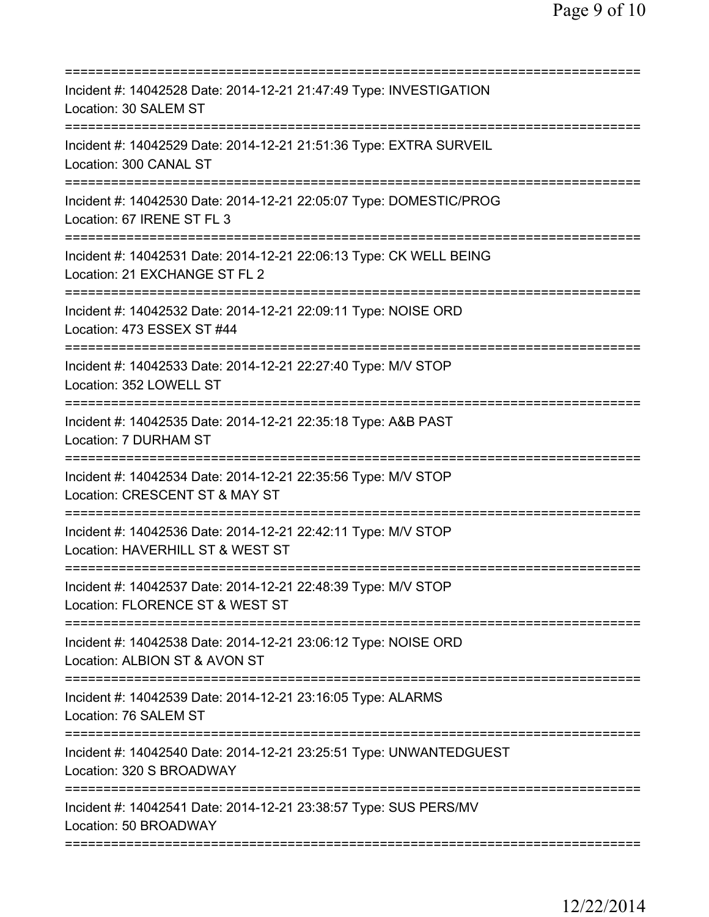===========================================================================
Incident #: 14042528 Date: 2014-12-21 21:47:49 Type: INVESTIGATION
Location: 30 SALEM ST
===========================================================================
Incident #: 14042529 Date: 2014-12-21 21:51:36 Type: EXTRA SURVEIL
Location: 300 CANAL ST
===========================================================================
Incident #: 14042530 Date: 2014-12-21 22:05:07 Type: DOMESTIC/PROG
Location: 67 IRENE ST FL 3
===========================================================================
Incident #: 14042531 Date: 2014-12-21 22:06:13 Type: CK WELL BEING
Location: 21 EXCHANGE ST FL 2
===========================================================================
Incident #: 14042532 Date: 2014-12-21 22:09:11 Type: NOISE ORD
Location: 473 ESSEX ST #44
===========================================================================
Incident #: 14042533 Date: 2014-12-21 22:27:40 Type: M/V STOP
Location: 352 LOWELL ST
===========================================================================
Incident #: 14042535 Date: 2014-12-21 22:35:18 Type: A&B PAST
Location: 7 DURHAM ST
===========================================================================
Incident #: 14042534 Date: 2014-12-21 22:35:56 Type: M/V STOP
Location: CRESCENT ST & MAY ST
===========================================================================
Incident #: 14042536 Date: 2014-12-21 22:42:11 Type: M/V STOP
Location: HAVERHILL ST & WEST ST
===========================================================================
Incident #: 14042537 Date: 2014-12-21 22:48:39 Type: M/V STOP
Location: FLORENCE ST & WEST ST
===========================================================================
Incident #: 14042538 Date: 2014-12-21 23:06:12 Type: NOISE ORD
Location: ALBION ST & AVON ST
===========================================================================
Incident #: 14042539 Date: 2014-12-21 23:16:05 Type: ALARMS
Location: 76 SALEM ST
===========================================================================
Incident #: 14042540 Date: 2014-12-21 23:25:51 Type: UNWANTEDGUEST
Location: 320 S BROADWAY
===========================================================================
Incident #: 14042541 Date: 2014-12-21 23:38:57 Type: SUS PERS/MV
Location: 50 BROADWAY
===========================================================================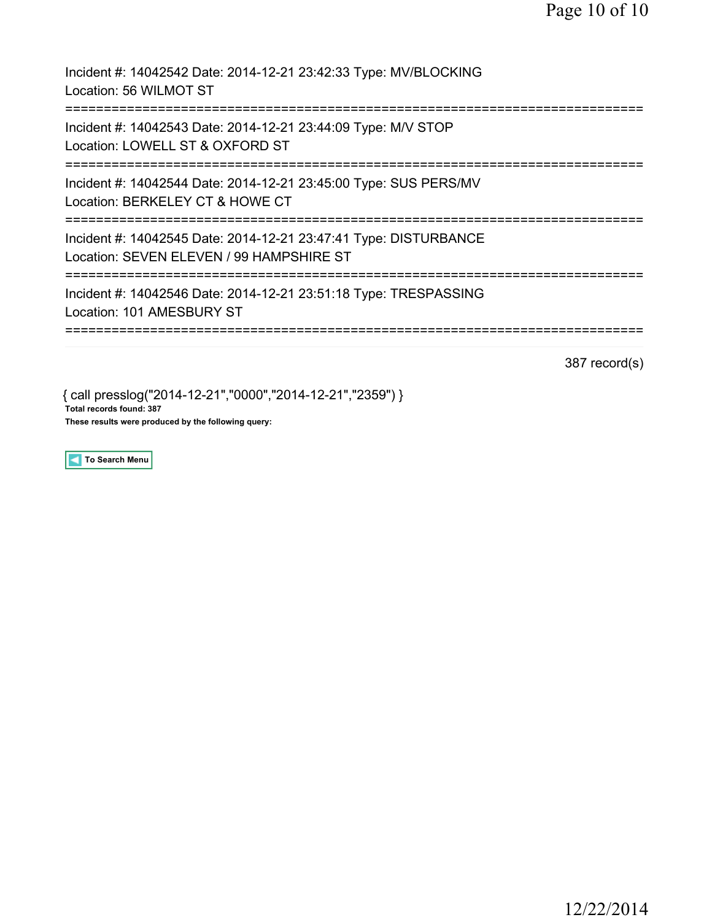Incident #: 14042542 Date: 2014-12-21 23:42:33 Type: MV/BLOCKING
Location: 56 WILMOT ST

===========================================================================

Incident #: 14042543 Date: 2014-12-21 23:44:09 Type: M/V STOP
Location: LOWELL ST & OXFORD ST

===========================================================================

Incident #: 14042544 Date: 2014-12-21 23:45:00 Type: SUS PERS/MV
Location: BERKELEY CT & HOWE CT

===========================================================================

Incident #: 14042545 Date: 2014-12-21 23:47:41 Type: DISTURBANCE
Location: SEVEN ELEVEN / 99 HAMPSHIRE ST

===========================================================================

Incident #: 14042546 Date: 2014-12-21 23:51:18 Type: TRESPASSING
Location: 101 AMESBURY ST

===========================================================================

387 record(s)

{ call presslog("2014-12-21","0000","2014-12-21","2359") }

**Total records found: 387**

**These results were produced by the following query:**

To Search Menu